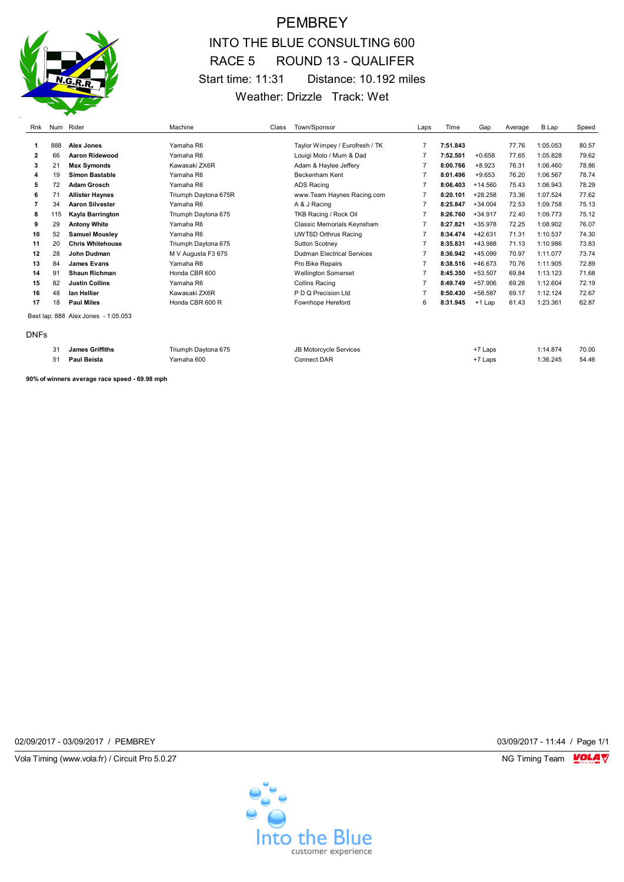# PEMBREY

## INTO THE BLUE CONSULTING 600

## RACE 5 ROUND 13 - QUALIFER

Start time: 11:31 Distance: 10.192 miles

Weather: Drizzle Track: Wet

| Rnk | Num | Rider | Machine | Class | Town/Sponsor | Laps | Time | Gap | Average | B.Lap | Speed |
|---|---|---|---|---|---|---|---|---|---|---|---|
| **1** | 888 | **Alex Jones** | Yamaha R6 | | Taylor Wimpey / Eurofresh / TK | 7 | **7:51.843** | | 77.76 | 1:05.053 | 80.57 |
| **2** | 66 | **Aaron Ridewood** | Yamaha R6 | | Louigi Moto / Mum & Dad | 7 | **7:52.501** | +0.658 | 77.65 | 1:05.828 | 79.62 |
| **3** | 21 | **Max Symonds** | Kawasaki ZX6R | | Adam & Haylee Jeffery | 7 | **8:00.766** | +8.923 | 76.31 | 1:06.460 | 78.86 |
| **4** | 19 | **Simon Bastable** | Yamaha R6 | | Beckenham Kent | 7 | **8:01.496** | +9.653 | 76.20 | 1:06.567 | 78.74 |
| **5** | 72 | **Adam Grosch** | Yamaha R6 | | ADS Racing | 7 | **8:06.403** | +14.560 | 75.43 | 1:06.943 | 78.29 |
| **6** | 71 | **Allister Haynes** | Triumph Daytona 675R | | www.Team Haynes Racing.com | 7 | **8:20.101** | +28.258 | 73.36 | 1:07.524 | 77.62 |
| **7** | 34 | **Aaron Silvester** | Yamaha R6 | | A & J Racing | 7 | **8:25.847** | +34.004 | 72.53 | 1:09.758 | 75.13 |
| **8** | 115 | **Kayla Barrington** | Triumph Daytona 675 | | TKB Racing / Rock Oil | 7 | **8:26.760** | +34.917 | 72.40 | 1:09.773 | 75.12 |
| **9** | 29 | **Antony White** | Yamaha R6 | | Classic Memorials Keynsham | 7 | **8:27.821** | +35.978 | 72.25 | 1:08.902 | 76.07 |
| **10** | 52 | **Samuel Mousley** | Yamaha R6 | | UWTSD Orthrus Racing | 7 | **8:34.474** | +42.631 | 71.31 | 1:10.537 | 74.30 |
| **11** | 20 | **Chris Whitehouse** | Triumph Daytona 675 | | Sutton Scotney | 7 | **8:35.831** | +43.988 | 71.13 | 1:10.986 | 73.83 |
| **12** | 28 | **John Dudman** | M V Augusta F3 675 | | Dudman Electrical Services | 7 | **8:36.942** | +45.099 | 70.97 | 1:11.077 | 73.74 |
| **13** | 84 | **James Evans** | Yamaha R6 | | Pro Bike Repairs | 7 | **8:38.516** | +46.673 | 70.76 | 1:11.905 | 72.89 |
| **14** | 91 | **Shaun Richman** | Honda CBR 600 | | Wellington Somerset | 7 | **8:45.350** | +53.507 | 69.84 | 1:13.123 | 71.68 |
| **15** | 82 | **Justin Collins** | Yamaha R6 | | Collins Racing | 7 | **8:49.749** | +57.906 | 69.26 | 1:12.604 | 72.19 |
| **16** | 48 | **Ian Hellier** | Kawasaki ZX6R | | P D Q Precision Ltd | 7 | **8:50.430** | +58.587 | 69.17 | 1:12.124 | 72.67 |
| **17** | 18 | **Paul Miles** | Honda CBR 600 R | | Fownhope Hereford | 6 | **8:31.945** | +1 Lap | 61.43 | 1:23.361 | 62.87 |

Best lap: 888 Alex Jones - 1:05.053

DNFs

| Rnk | Num | Rider | Machine | Class | Town/Sponsor | Laps | Time | Gap | Average | B.Lap | Speed |
|---|---|---|---|---|---|---|---|---|---|---|---|
| | 31 | **James Griffiths** | Triumph Daytona 675 | | JB Motorcycle Services | | | +7 Laps | | 1:14.874 | 70.00 |
| | 51 | **Paul Beista** | Yamaha 600 | | Connect DAR | | | +7 Laps | | 1:36.245 | 54.46 |

**90% of winners average race speed - 69.98 mph**

02/09/2017 - 03/09/2017 / PEMBREY

03/09/2017 - 11:44

Vola Timing (www.vola.fr) / Circuit Pro 5.0.27

NG Timing Team

Into the Blue customer experience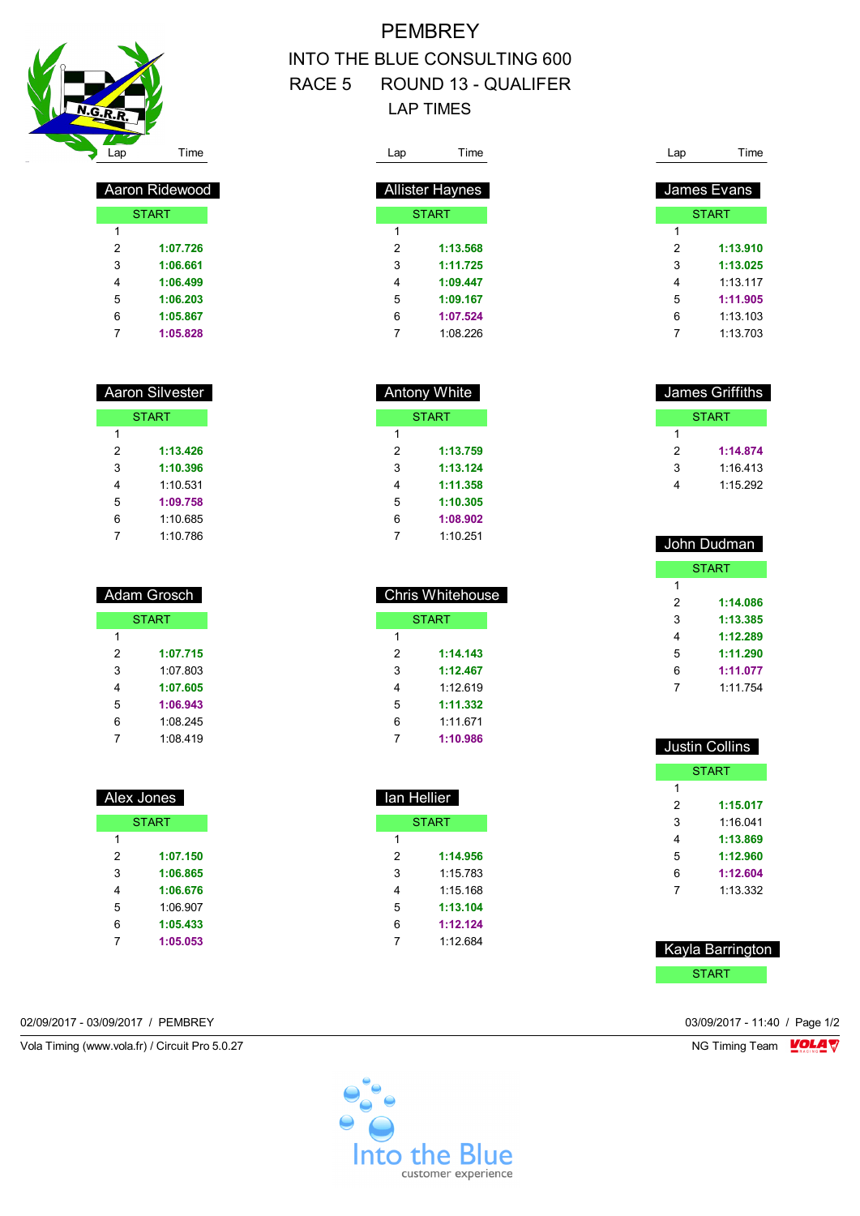# PEMBREY

## INTO THE BLUE CONSULTING 600

## RACE 5 ROUND 13 - QUALIFER

## LAP TIMES

### Aaron Ridewood

| Lap | Time |
|---|---|
| START | |
| 1 | |
| 2 | 1:07.726 |
| 3 | 1:06.661 |
| 4 | 1:06.499 |
| 5 | 1:06.203 |
| 6 | 1:05.867 |
| 7 | 1:05.828 |

### Aaron Silvester

| Lap | Time |
|---|---|
| START | |
| 1 | |
| 2 | 1:13.426 |
| 3 | 1:10.396 |
| 4 | 1:10.531 |
| 5 | 1:09.758 |
| 6 | 1:10.685 |
| 7 | 1:10.786 |

### Adam Grosch

| Lap | Time |
|---|---|
| START | |
| 1 | |
| 2 | 1:07.715 |
| 3 | 1:07.803 |
| 4 | 1:07.605 |
| 5 | 1:06.943 |
| 6 | 1:08.245 |
| 7 | 1:08.419 |

### Alex Jones

| Lap | Time |
|---|---|
| START | |
| 1 | |
| 2 | 1:07.150 |
| 3 | 1:06.865 |
| 4 | 1:06.676 |
| 5 | 1:06.907 |
| 6 | 1:05.433 |
| 7 | 1:05.053 |

### Allister Haynes

| Lap | Time |
|---|---|
| START | |
| 1 | |
| 2 | 1:13.568 |
| 3 | 1:11.725 |
| 4 | 1:09.447 |
| 5 | 1:09.167 |
| 6 | 1:07.524 |
| 7 | 1:08.226 |

### Antony White

| Lap | Time |
|---|---|
| START | |
| 1 | |
| 2 | 1:13.759 |
| 3 | 1:13.124 |
| 4 | 1:11.358 |
| 5 | 1:10.305 |
| 6 | 1:08.902 |
| 7 | 1:10.251 |

### Chris Whitehouse

| Lap | Time |
|---|---|
| START | |
| 1 | |
| 2 | 1:14.143 |
| 3 | 1:12.467 |
| 4 | 1:12.619 |
| 5 | 1:11.332 |
| 6 | 1:11.671 |
| 7 | 1:10.986 |

### Ian Hellier

| Lap | Time |
|---|---|
| START | |
| 1 | |
| 2 | 1:14.956 |
| 3 | 1:15.783 |
| 4 | 1:15.168 |
| 5 | 1:13.104 |
| 6 | 1:12.124 |
| 7 | 1:12.684 |

### James Evans

| Lap | Time |
|---|---|
| START | |
| 1 | |
| 2 | 1:13.910 |
| 3 | 1:13.025 |
| 4 | 1:13.117 |
| 5 | 1:11.905 |
| 6 | 1:13.103 |
| 7 | 1:13.703 |

### James Griffiths

| Lap | Time |
|---|---|
| START | |
| 1 | |
| 2 | 1:14.874 |
| 3 | 1:16.413 |
| 4 | 1:15.292 |

### John Dudman

| Lap | Time |
|---|---|
| START | |
| 1 | |
| 2 | 1:14.086 |
| 3 | 1:13.385 |
| 4 | 1:12.289 |
| 5 | 1:11.290 |
| 6 | 1:11.077 |
| 7 | 1:11.754 |

### Justin Collins

| Lap | Time |
|---|---|
| START | |
| 1 | |
| 2 | 1:15.017 |
| 3 | 1:16.041 |
| 4 | 1:13.869 |
| 5 | 1:12.960 |
| 6 | 1:12.604 |
| 7 | 1:13.332 |

### Kayla Barrington

| Lap | Time |
|---|---|
| START | |

02/09/2017 - 03/09/2017 / PEMBREY

03/09/2017 - 11:40

Vola Timing (www.vola.fr) / Circuit Pro 5.0.27

NG Timing Team

Into the Blue customer experience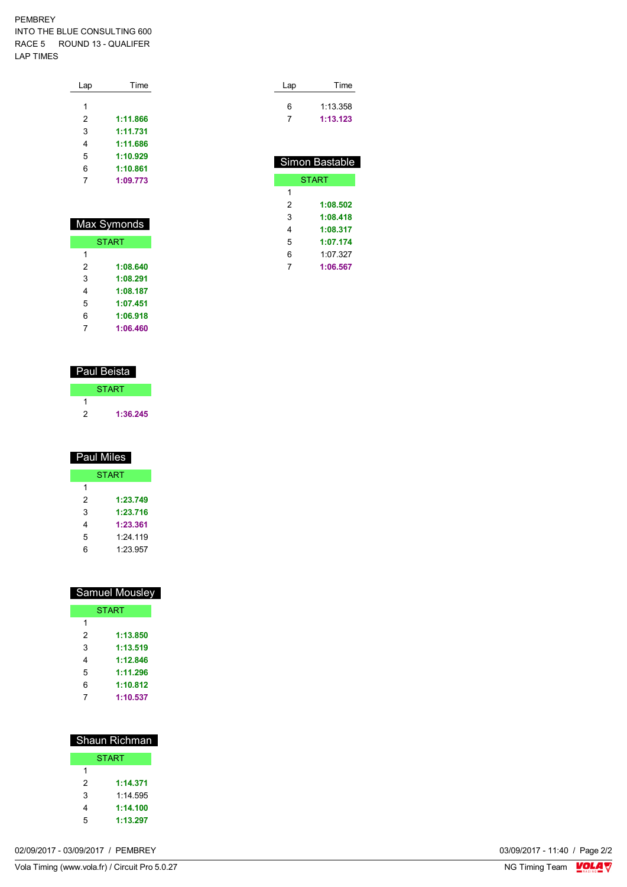PEMBREY
INTO THE BLUE CONSULTING 600
RACE 5 ROUND 13 - QUALIFER
LAP TIMES

| Lap | Time |
|---|---|
| 1 | |
| 2 | **1:11.866** |
| 3 | **1:11.731** |
| 4 | **1:11.686** |
| 5 | **1:10.929** |
| 6 | **1:10.861** |
| 7 | **1:09.773** |

## Max Symonds

| Lap | Time |
|---|---|
| START | |
| 1 | |
| 2 | **1:08.640** |
| 3 | **1:08.291** |
| 4 | **1:08.187** |
| 5 | **1:07.451** |
| 6 | **1:06.918** |
| 7 | **1:06.460** |

## Paul Beista

| Lap | Time |
|---|---|
| START | |
| 1 | |
| 2 | **1:36.245** |

## Paul Miles

| Lap | Time |
|---|---|
| START | |
| 1 | |
| 2 | **1:23.749** |
| 3 | **1:23.716** |
| 4 | **1:23.361** |
| 5 | 1:24.119 |
| 6 | 1:23.957 |

## Samuel Mousley

| Lap | Time |
|---|---|
| START | |
| 1 | |
| 2 | **1:13.850** |
| 3 | **1:13.519** |
| 4 | **1:12.846** |
| 5 | **1:11.296** |
| 6 | **1:10.812** |
| 7 | **1:10.537** |

## Shaun Richman

| Lap | Time |
|---|---|
| START | |
| 1 | |
| 2 | **1:14.371** |
| 3 | 1:14.595 |
| 4 | **1:14.100** |
| 5 | **1:13.297** |
| 6 | 1:13.358 |
| 7 | **1:13.123** |

## Simon Bastable

| Lap | Time |
|---|---|
| START | |
| 1 | |
| 2 | **1:08.502** |
| 3 | **1:08.418** |
| 4 | **1:08.317** |
| 5 | **1:07.174** |
| 6 | 1:07.327 |
| 7 | **1:06.567** |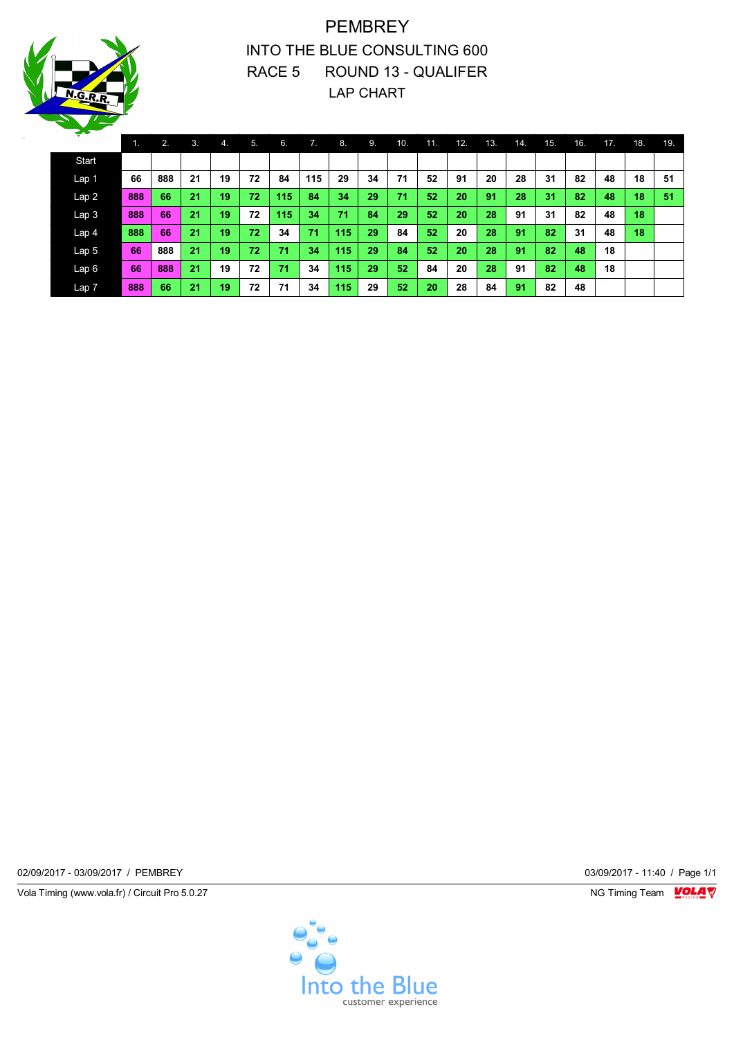# PEMBREY

## INTO THE BLUE CONSULTING 600

## RACE 5 ROUND 13 - QUALIFER

## LAP CHART

| | 1. | 2. | 3. | 4. | 5. | 6. | 7. | 8. | 9. | 10. | 11. | 12. | 13. | 14. | 15. | 16. | 17. | 18. | 19. |
|---|---|---|---|---|---|---|---|---|---|---|---|---|---|---|---|---|---|---|---|
| Start | | | | | | | | | | | | | | | | | | | |
| Lap 1 | 66 | 888 | 21 | 19 | 72 | 84 | 115 | 29 | 34 | 71 | 52 | 91 | 20 | 28 | 31 | 82 | 48 | 18 | 51 |
| Lap 2 | 888 | 66 | 21 | 19 | 72 | 115 | 84 | 34 | 29 | 71 | 52 | 20 | 91 | 28 | 31 | 82 | 48 | 18 | 51 |
| Lap 3 | 888 | 66 | 21 | 19 | 72 | 115 | 34 | 71 | 84 | 29 | 52 | 20 | 28 | 91 | 31 | 82 | 48 | 18 | |
| Lap 4 | 888 | 66 | 21 | 19 | 72 | 34 | 71 | 115 | 29 | 84 | 52 | 20 | 28 | 91 | 82 | 31 | 48 | 18 | |
| Lap 5 | 66 | 888 | 21 | 19 | 72 | 71 | 34 | 115 | 29 | 84 | 52 | 20 | 28 | 91 | 82 | 48 | 18 | | |
| Lap 6 | 66 | 888 | 21 | 19 | 72 | 71 | 34 | 115 | 29 | 52 | 84 | 20 | 28 | 91 | 82 | 48 | 18 | | |
| Lap 7 | 888 | 66 | 21 | 19 | 72 | 71 | 34 | 115 | 29 | 52 | 20 | 28 | 84 | 91 | 82 | 48 | | | |

02/09/2017 - 03/09/2017 / PEMBREY

03/09/2017 - 11:40

Vola Timing (www.vola.fr) / Circuit Pro 5.0.27

NG Timing Team

Into the Blue customer experience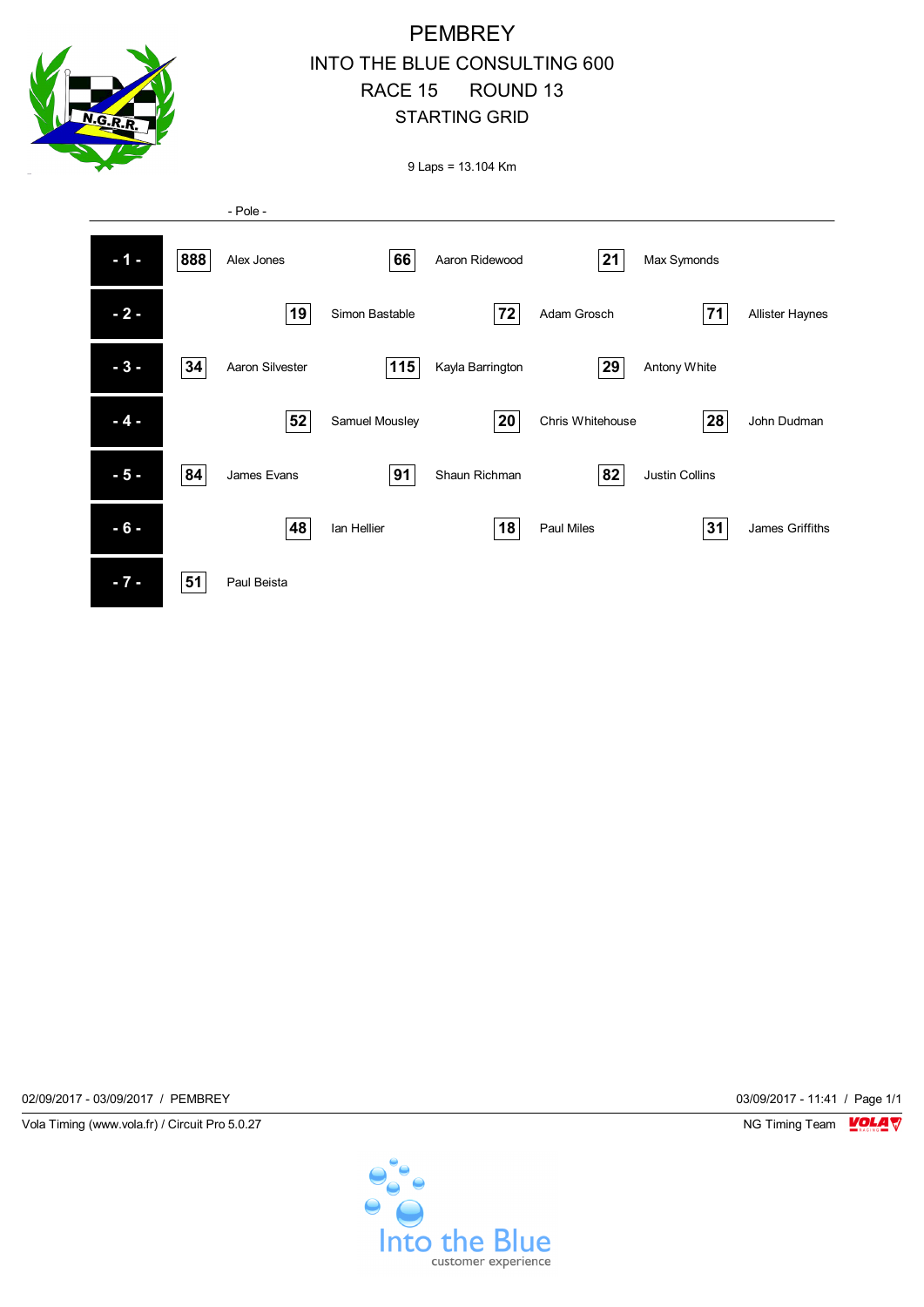# PEMBREY

## INTO THE BLUE CONSULTING 600

## RACE 15 ROUND 13

## STARTING GRID

9 Laps = 13.104 Km

- Pole -

| Row | No. | Driver | No. | Driver | No. | Driver |
|---|---|---|---|---|---|---|
| - 1 - | 888 | Alex Jones | 66 | Aaron Ridewood | 21 | Max Symonds |
| - 2 - | 19 | Simon Bastable | 72 | Adam Grosch | 71 | Allister Haynes |
| - 3 - | 34 | Aaron Silvester | 115 | Kayla Barrington | 29 | Antony White |
| - 4 - | 52 | Samuel Mousley | 20 | Chris Whitehouse | 28 | John Dudman |
| - 5 - | 84 | James Evans | 91 | Shaun Richman | 82 | Justin Collins |
| - 6 - | 48 | Ian Hellier | 18 | Paul Miles | 31 | James Griffiths |
| - 7 - | 51 | Paul Beista | | | | |

02/09/2017 - 03/09/2017 / PEMBREY

03/09/2017 - 11:41

Vola Timing (www.vola.fr) / Circuit Pro 5.0.27

NG Timing Team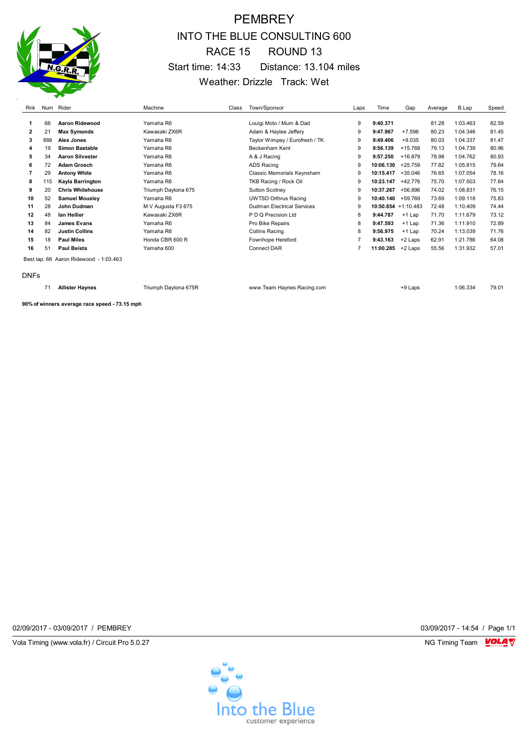# PEMBREY

## INTO THE BLUE CONSULTING 600

## RACE 15 ROUND 13

Start time: 14:33 Distance: 13.104 miles

Weather: Drizzle Track: Wet

| Rnk | Num | Rider | Machine | Class | Town/Sponsor | Laps | Time | Gap | Average | B.Lap | Speed |
|---|---|---|---|---|---|---|---|---|---|---|---|
| **1** | 66 | **Aaron Ridewood** | Yamaha R6 | | Louigi Moto / Mum & Dad | 9 | **9:40.371** | | 81.28 | 1:03.463 | 82.59 |
| **2** | 21 | **Max Symonds** | Kawasaki ZX6R | | Adam & Haylee Jeffery | 9 | **9:47.967** | +7.596 | 80.23 | 1:04.346 | 81.45 |
| **3** | 888 | **Alex Jones** | Yamaha R6 | | Taylor Wimpey / Eurofresh / TK | 9 | **9:49.406** | +9.035 | 80.03 | 1:04.337 | 81.47 |
| **4** | 19 | **Simon Bastable** | Yamaha R6 | | Beckenham Kent | 9 | **9:56.139** | +15.768 | 79.13 | 1:04.739 | 80.96 |
| **5** | 34 | **Aaron Silvester** | Yamaha R6 | | A & J Racing | 9 | **9:57.250** | +16.879 | 78.98 | 1:04.762 | 80.93 |
| **6** | 72 | **Adam Grosch** | Yamaha R6 | | ADS Racing | 9 | **10:06.130** | +25.759 | 77.82 | 1:05.815 | 79.64 |
| **7** | 29 | **Antony White** | Yamaha R6 | | Classic Memorials Keynsham | 9 | **10:15.417** | +35.046 | 76.65 | 1:07.054 | 78.16 |
| **8** | 115 | **Kayla Barrington** | Yamaha R6 | | TKB Racing / Rock Oil | 9 | **10:23.147** | +42.776 | 75.70 | 1:07.503 | 77.64 |
| **9** | 20 | **Chris Whitehouse** | Triumph Daytona 675 | | Sutton Scotney | 9 | **10:37.267** | +56.896 | 74.02 | 1:08.831 | 76.15 |
| **10** | 52 | **Samuel Mousley** | Yamaha R6 | | UWTSD Orthrus Racing | 9 | **10:40.140** | +59.769 | 73.69 | 1:09.118 | 75.83 |
| **11** | 28 | **John Dudman** | M V Augusta F3 675 | | Dudman Electrical Services | 9 | **10:50.854** | +1:10.483 | 72.48 | 1:10.409 | 74.44 |
| **12** | 48 | **Ian Hellier** | Kawasaki ZX6R | | P D Q Precision Ltd | 8 | **9:44.787** | +1 Lap | 71.70 | 1:11.679 | 73.12 |
| **13** | 84 | **James Evans** | Yamaha R6 | | Pro Bike Repairs | 8 | **9:47.593** | +1 Lap | 71.36 | 1:11.910 | 72.89 |
| **14** | 82 | **Justin Collins** | Yamaha R6 | | Collins Racing | 8 | **9:56.975** | +1 Lap | 70.24 | 1:13.039 | 71.76 |
| **15** | 18 | **Paul Miles** | Honda CBR 600 R | | Fownhope Hereford | 7 | **9:43.163** | +2 Laps | 62.91 | 1:21.786 | 64.08 |
| **16** | 51 | **Paul Beista** | Yamaha 600 | | Connect DAR | 7 | **11:00.285** | +2 Laps | 55.56 | 1:31.932 | 57.01 |

Best lap: 66 Aaron Ridewood - 1:03.463

DNFs

| Rnk | Num | Rider | Machine | Class | Town/Sponsor | Laps | Time | Gap | Average | B.Lap | Speed |
|---|---|---|---|---|---|---|---|---|---|---|---|
| | 71 | **Allister Haynes** | Triumph Daytona 675R | | www.Team Haynes Racing.com | | | +9 Laps | | 1:06.334 | 79.01 |

**90% of winners average race speed - 73.15 mph**

02/09/2017 - 03/09/2017 / PEMBREY

03/09/2017 - 14:54

Vola Timing (www.vola.fr) / Circuit Pro 5.0.27

NG Timing Team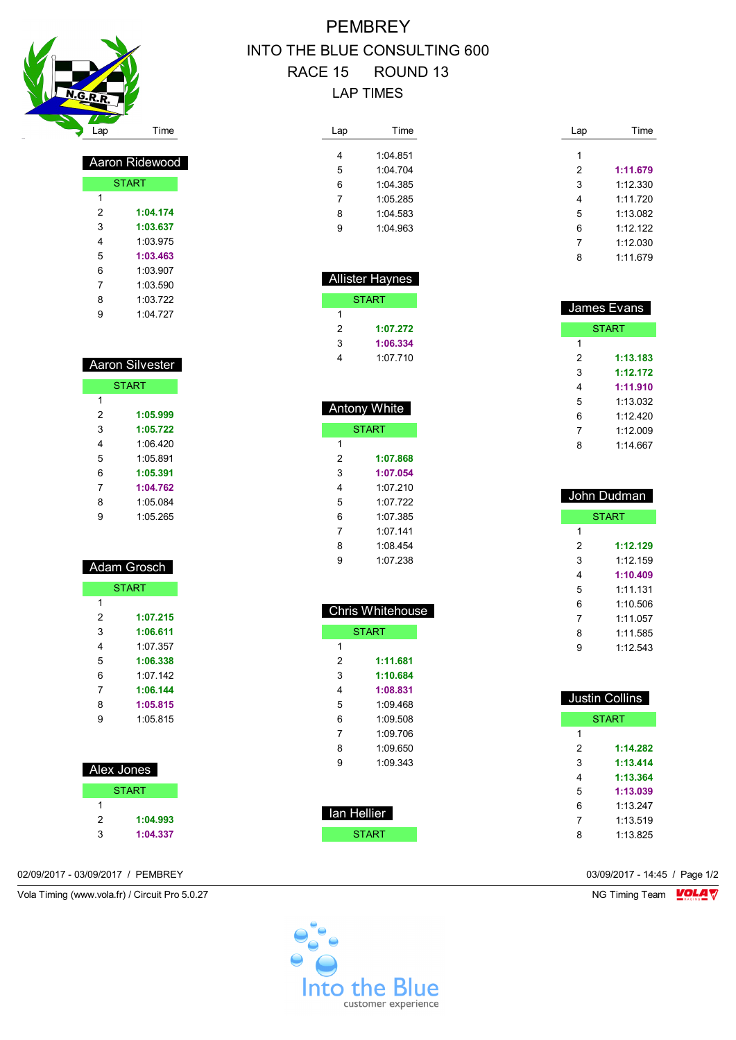# PEMBREY

## INTO THE BLUE CONSULTING 600

## RACE 15 ROUND 13

## LAP TIMES

### Aaron Ridewood

| Lap | Time |
|---|---|
| START | |
| 1 | |
| 2 | **1:04.174** |
| 3 | **1:03.637** |
| 4 | 1:03.975 |
| 5 | **1:03.463** |
| 6 | 1:03.907 |
| 7 | 1:03.590 |
| 8 | 1:03.722 |
| 9 | 1:04.727 |

### Aaron Silvester

| Lap | Time |
|---|---|
| START | |
| 1 | |
| 2 | **1:05.999** |
| 3 | **1:05.722** |
| 4 | 1:06.420 |
| 5 | 1:05.891 |
| 6 | **1:05.391** |
| 7 | **1:04.762** |
| 8 | 1:05.084 |
| 9 | 1:05.265 |

### Adam Grosch

| Lap | Time |
|---|---|
| START | |
| 1 | |
| 2 | **1:07.215** |
| 3 | **1:06.611** |
| 4 | 1:07.357 |
| 5 | **1:06.338** |
| 6 | 1:07.142 |
| 7 | **1:06.144** |
| 8 | **1:05.815** |
| 9 | 1:05.815 |

### Alex Jones

| Lap | Time |
|---|---|
| START | |
| 1 | |
| 2 | **1:04.993** |
| 3 | **1:04.337** |
| 4 | 1:04.851 |
| 5 | 1:04.704 |
| 6 | 1:04.385 |
| 7 | 1:05.285 |
| 8 | 1:04.583 |
| 9 | 1:04.963 |

### Allister Haynes

| Lap | Time |
|---|---|
| START | |
| 1 | |
| 2 | **1:07.272** |
| 3 | **1:06.334** |
| 4 | 1:07.710 |

### Antony White

| Lap | Time |
|---|---|
| START | |
| 1 | |
| 2 | **1:07.868** |
| 3 | **1:07.054** |
| 4 | 1:07.210 |
| 5 | 1:07.722 |
| 6 | 1:07.385 |
| 7 | 1:07.141 |
| 8 | 1:08.454 |
| 9 | 1:07.238 |

### Chris Whitehouse

| Lap | Time |
|---|---|
| START | |
| 1 | |
| 2 | **1:11.681** |
| 3 | **1:10.684** |
| 4 | **1:08.831** |
| 5 | 1:09.468 |
| 6 | 1:09.508 |
| 7 | 1:09.706 |
| 8 | 1:09.650 |
| 9 | 1:09.343 |

### Ian Hellier

| Lap | Time |
|---|---|
| START | |
| 1 | |
| 2 | **1:11.679** |
| 3 | 1:12.330 |
| 4 | 1:11.720 |
| 5 | 1:13.082 |
| 6 | 1:12.122 |
| 7 | 1:12.030 |
| 8 | 1:11.679 |

### James Evans

| Lap | Time |
|---|---|
| START | |
| 1 | |
| 2 | **1:13.183** |
| 3 | **1:12.172** |
| 4 | **1:11.910** |
| 5 | 1:13.032 |
| 6 | 1:12.420 |
| 7 | 1:12.009 |
| 8 | 1:14.667 |

### John Dudman

| Lap | Time |
|---|---|
| START | |
| 1 | |
| 2 | **1:12.129** |
| 3 | 1:12.159 |
| 4 | **1:10.409** |
| 5 | 1:11.131 |
| 6 | 1:10.506 |
| 7 | 1:11.057 |
| 8 | 1:11.585 |
| 9 | 1:12.543 |

### Justin Collins

| Lap | Time |
|---|---|
| START | |
| 1 | |
| 2 | **1:14.282** |
| 3 | **1:13.414** |
| 4 | **1:13.364** |
| 5 | **1:13.039** |
| 6 | 1:13.247 |
| 7 | 1:13.519 |
| 8 | 1:13.825 |

02/09/2017 - 03/09/2017 / PEMBREY

03/09/2017 - 14:45

Vola Timing (www.vola.fr) / Circuit Pro 5.0.27

NG Timing Team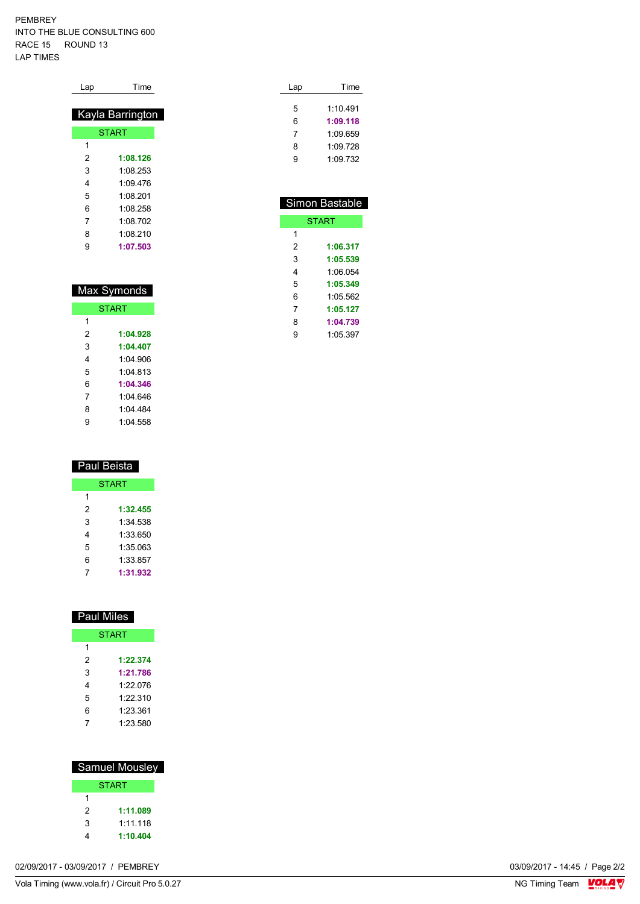PEMBREY
INTO THE BLUE CONSULTING 600
RACE 15 ROUND 13
LAP TIMES

### Kayla Barrington

| Lap | Time |
|---|---|
| START | |
| 1 | |
| 2 | **1:08.126** |
| 3 | 1:08.253 |
| 4 | 1:09.476 |
| 5 | 1:08.201 |
| 6 | 1:08.258 |
| 7 | 1:08.702 |
| 8 | 1:08.210 |
| 9 | **1:07.503** |

### Max Symonds

| Lap | Time |
|---|---|
| START | |
| 1 | |
| 2 | **1:04.928** |
| 3 | **1:04.407** |
| 4 | 1:04.906 |
| 5 | 1:04.813 |
| 6 | **1:04.346** |
| 7 | 1:04.646 |
| 8 | 1:04.484 |
| 9 | 1:04.558 |

### Paul Beista

| Lap | Time |
|---|---|
| START | |
| 1 | |
| 2 | **1:32.455** |
| 3 | 1:34.538 |
| 4 | 1:33.650 |
| 5 | 1:35.063 |
| 6 | 1:33.857 |
| 7 | **1:31.932** |

### Paul Miles

| Lap | Time |
|---|---|
| START | |
| 1 | |
| 2 | **1:22.374** |
| 3 | **1:21.786** |
| 4 | 1:22.076 |
| 5 | 1:22.310 |
| 6 | 1:23.361 |
| 7 | 1:23.580 |

### Samuel Mousley

| Lap | Time |
|---|---|
| START | |
| 1 | |
| 2 | **1:11.089** |
| 3 | 1:11.118 |
| 4 | **1:10.404** |
| 5 | 1:10.491 |
| 6 | **1:09.118** |
| 7 | 1:09.659 |
| 8 | 1:09.728 |
| 9 | 1:09.732 |

### Simon Bastable

| Lap | Time |
|---|---|
| START | |
| 1 | |
| 2 | **1:06.317** |
| 3 | **1:05.539** |
| 4 | 1:06.054 |
| 5 | **1:05.349** |
| 6 | 1:05.562 |
| 7 | **1:05.127** |
| 8 | **1:04.739** |
| 9 | 1:05.397 |

02/09/2017 - 03/09/2017 / PEMBREY
03/09/2017 - 14:45

Vola Timing (www.vola.fr) / Circuit Pro 5.0.27
NG Timing Team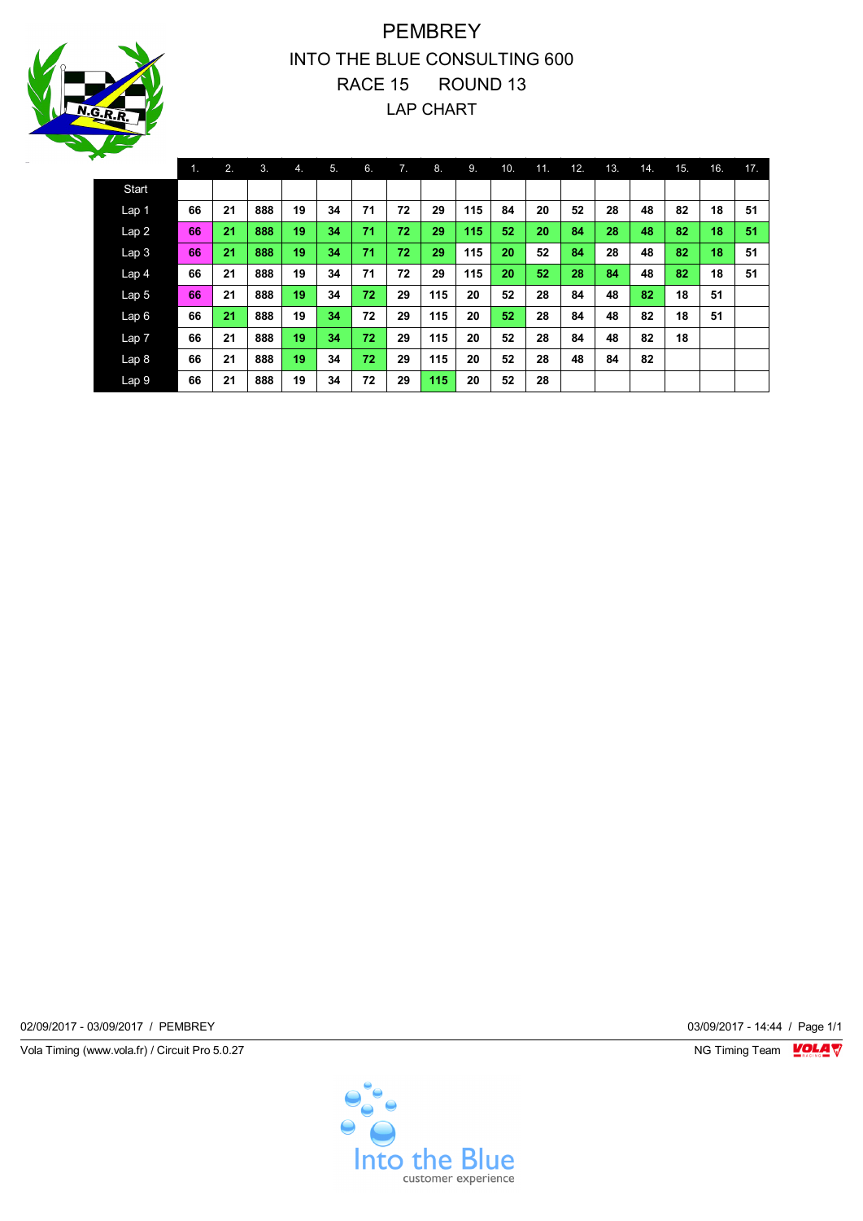# PEMBREY

## INTO THE BLUE CONSULTING 600

## RACE 15 ROUND 13

## LAP CHART

| | 1. | 2. | 3. | 4. | 5. | 6. | 7. | 8. | 9. | 10. | 11. | 12. | 13. | 14. | 15. | 16. | 17. |
|---|---|---|---|---|---|---|---|---|---|---|---|---|---|---|---|---|---|
| Start | | | | | | | | | | | | | | | | | |
| Lap 1 | 66 | 21 | 888 | 19 | 34 | 71 | 72 | 29 | 115 | 84 | 20 | 52 | 28 | 48 | 82 | 18 | 51 |
| Lap 2 | 66 | 21 | 888 | 19 | 34 | 71 | 72 | 29 | 115 | 52 | 20 | 84 | 28 | 48 | 82 | 18 | 51 |
| Lap 3 | 66 | 21 | 888 | 19 | 34 | 71 | 72 | 29 | 115 | 20 | 52 | 84 | 28 | 48 | 82 | 18 | 51 |
| Lap 4 | 66 | 21 | 888 | 19 | 34 | 71 | 72 | 29 | 115 | 20 | 52 | 28 | 84 | 48 | 82 | 18 | 51 |
| Lap 5 | 66 | 21 | 888 | 19 | 34 | 72 | 29 | 115 | 20 | 52 | 28 | 84 | 48 | 82 | 18 | 51 | |
| Lap 6 | 66 | 21 | 888 | 19 | 34 | 72 | 29 | 115 | 20 | 52 | 28 | 84 | 48 | 82 | 18 | 51 | |
| Lap 7 | 66 | 21 | 888 | 19 | 34 | 72 | 29 | 115 | 20 | 52 | 28 | 84 | 48 | 82 | 18 | | |
| Lap 8 | 66 | 21 | 888 | 19 | 34 | 72 | 29 | 115 | 20 | 52 | 28 | 48 | 84 | 82 | | | |
| Lap 9 | 66 | 21 | 888 | 19 | 34 | 72 | 29 | 115 | 20 | 52 | 28 | | | | | | |

02/09/2017 - 03/09/2017 / PEMBREY

03/09/2017 - 14:44

Vola Timing (www.vola.fr) / Circuit Pro 5.0.27

NG Timing Team

Into the Blue
customer experience